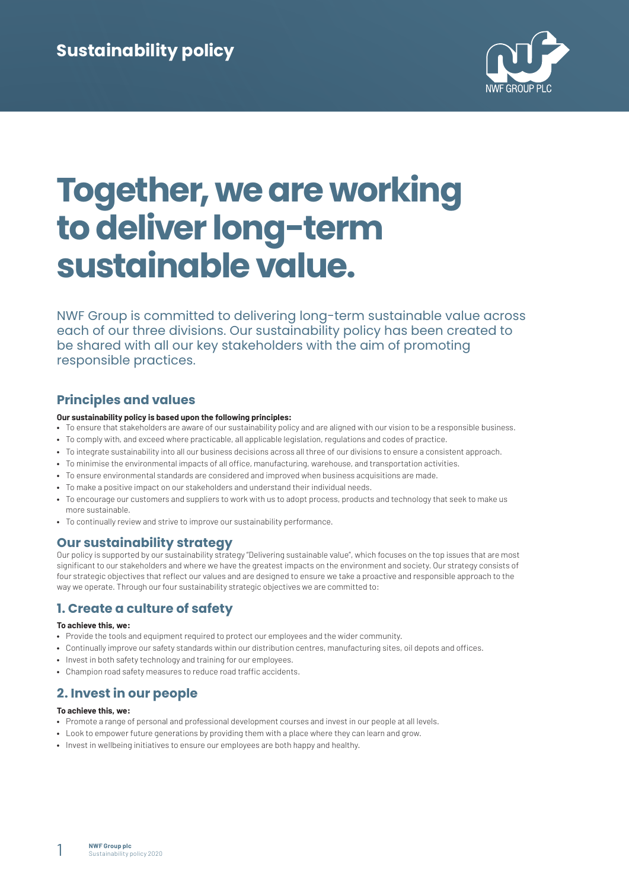# Sustainability policy

# Together, we are working to deliver long-term sustainable value.

NWF Group is committed to delivering long-term sustainable value across each of our three divisions. Our sustainability policy has been created to be shared with all our key stakeholders with the aim of promoting responsible practices.

## Principles and values

**Our sustainability policy is based upon the following principles:**

- To ensure that stakeholders are aware of our sustainability policy and are aligned with our vision to be a responsible business.
- To comply with, and exceed where practicable, all applicable legislation, regulations and codes of practice.
- To integrate sustainability into all our business decisions across all three of our divisions to ensure a consistent approach.
- To minimise the environmental impacts of all office, manufacturing, warehouse, and transportation activities.
- To ensure environmental standards are considered and improved when business acquisitions are made.
- To make a positive impact on our stakeholders and understand their individual needs.
- To encourage our customers and suppliers to work with us to adopt process, products and technology that seek to make us more sustainable.
- To continually review and strive to improve our sustainability performance.

## Our sustainability strategy

Our policy is supported by our sustainability strategy "Delivering sustainable value", which focuses on the top issues that are most significant to our stakeholders and where we have the greatest impacts on the environment and society. Our strategy consists of four strategic objectives that reflect our values and are designed to ensure we take a proactive and responsible approach to the way we operate. Through our four sustainability strategic objectives we are committed to:

## 1. Create a culture of safety

**To achieve this, we:**

- Provide the tools and equipment required to protect our employees and the wider community.
- Continually improve our safety standards within our distribution centres, manufacturing sites, oil depots and offices.
- Invest in both safety technology and training for our employees.
- Champion road safety measures to reduce road traffic accidents.

## 2. Invest in our people

**To achieve this, we:**

- Promote a range of personal and professional development courses and invest in our people at all levels.
- Look to empower future generations by providing them with a place where they can learn and grow.
- Invest in wellbeing initiatives to ensure our employees are both happy and healthy.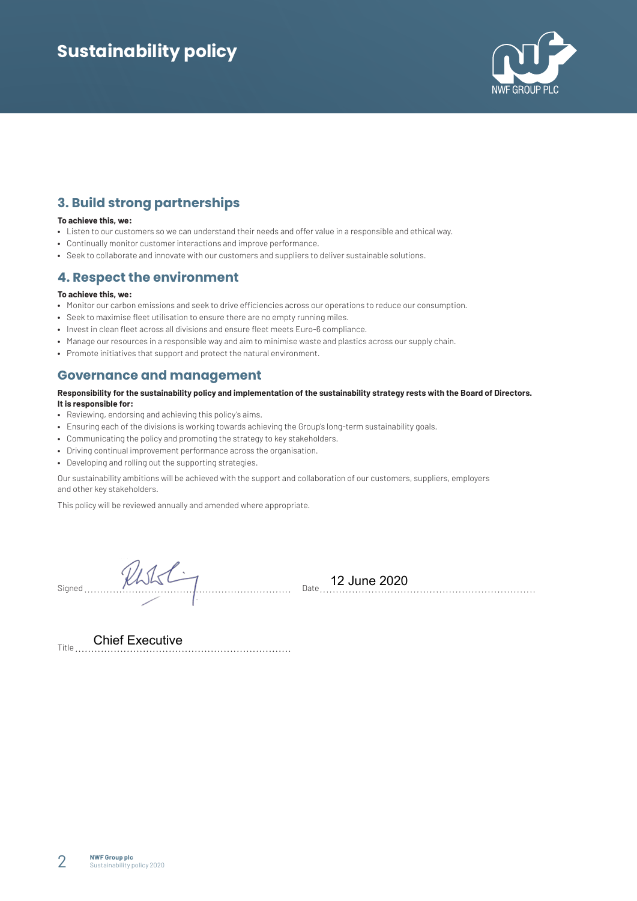# Sustainability policy

## 3. Build strong partnerships

**To achieve this, we:**

- Listen to our customers so we can understand their needs and offer value in a responsible and ethical way.
- Continually monitor customer interactions and improve performance.
- Seek to collaborate and innovate with our customers and suppliers to deliver sustainable solutions.

## 4. Respect the environment

**To achieve this, we:**

- Monitor our carbon emissions and seek to drive efficiencies across our operations to reduce our consumption.
- Seek to maximise fleet utilisation to ensure there are no empty running miles.
- Invest in clean fleet across all divisions and ensure fleet meets Euro-6 compliance.
- Manage our resources in a responsible way and aim to minimise waste and plastics across our supply chain.
- Promote initiatives that support and protect the natural environment.

## Governance and management

**Responsibility for the sustainability policy and implementation of the sustainability strategy rests with the Board of Directors. It is responsible for:**

- Reviewing, endorsing and achieving this policy's aims.
- Ensuring each of the divisions is working towards achieving the Group's long-term sustainability goals.
- Communicating the policy and promoting the strategy to key stakeholders.
- Driving continual improvement performance across the organisation.
- Developing and rolling out the supporting strategies.

Our sustainability ambitions will be achieved with the support and collaboration of our customers, suppliers, employers and other key stakeholders.

This policy will be reviewed annually and amended where appropriate.

Signed ............................................

Date 12 June 2020

Title Chief Executive